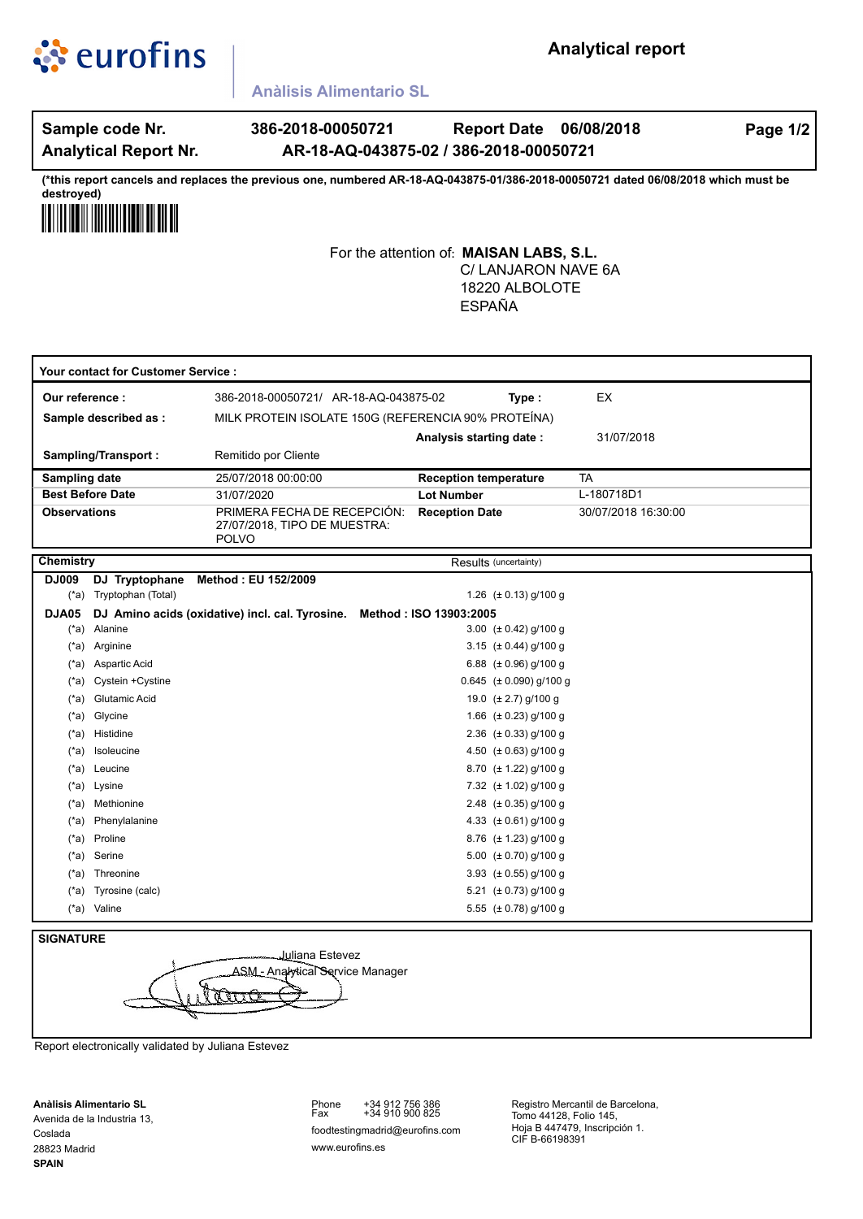eurofins

# Analytical report

**Anàlisis Alimentario SL**

| **Sample code Nr.** | **386-2018-00050721** | **Report Date** | **06/08/2018** |
|---|---|---|---|
| **Analytical Report Nr.** | **AR-18-AQ-043875-02 / 386-2018-00050721** | | |

**(*this report cancels and replaces the previous one, numbered AR-18-AQ-043875-01/386-2018-00050721 dated 06/08/2018 which must be destroyed)**

For the attention of: **MAISAN LABS, S.L.**
C/ LANJARON NAVE 6A
18220 ALBOLOTE
ESPAÑA

**Your contact for Customer Service :**

| | | | |
|---|---|---|---|
| **Our reference :** | 386-2018-00050721/ AR-18-AQ-043875-02 | **Type :** | EX |
| **Sample described as :** | MILK PROTEIN ISOLATE 150G (REFERENCIA 90% PROTEÍNA) | | |
| | | **Analysis starting date :** | 31/07/2018 |
| **Sampling/Transport :** | Remitido por Cliente | | |
| **Sampling date** | 25/07/2018 00:00:00 | **Reception temperature** | TA |
| **Best Before Date** | 31/07/2020 | **Lot Number** | L-180718D1 |
| **Observations** | PRIMERA FECHA DE RECEPCIÓN: 27/07/2018, TIPO DE MUESTRA: POLVO | **Reception Date** | 30/07/2018 16:30:00 |

| **Chemistry** | | Results (uncertainty) |
|---|---|---|
| **DJ009** | **DJ Tryptophane Method : EU 152/2009** | |
| (*a) | Tryptophan (Total) | 1.26 (± 0.13) g/100 g |
| **DJA05** | **DJ Amino acids (oxidative) incl. cal. Tyrosine. Method : ISO 13903:2005** | |
| (*a) | Alanine | 3.00 (± 0.42) g/100 g |
| (*a) | Arginine | 3.15 (± 0.44) g/100 g |
| (*a) | Aspartic Acid | 6.88 (± 0.96) g/100 g |
| (*a) | Cystein +Cystine | 0.645 (± 0.090) g/100 g |
| (*a) | Glutamic Acid | 19.0 (± 2.7) g/100 g |
| (*a) | Glycine | 1.66 (± 0.23) g/100 g |
| (*a) | Histidine | 2.36 (± 0.33) g/100 g |
| (*a) | Isoleucine | 4.50 (± 0.63) g/100 g |
| (*a) | Leucine | 8.70 (± 1.22) g/100 g |
| (*a) | Lysine | 7.32 (± 1.02) g/100 g |
| (*a) | Methionine | 2.48 (± 0.35) g/100 g |
| (*a) | Phenylalanine | 4.33 (± 0.61) g/100 g |
| (*a) | Proline | 8.76 (± 1.23) g/100 g |
| (*a) | Serine | 5.00 (± 0.70) g/100 g |
| (*a) | Threonine | 3.93 (± 0.55) g/100 g |
| (*a) | Tyrosine (calc) | 5.21 (± 0.73) g/100 g |
| (*a) | Valine | 5.55 (± 0.78) g/100 g |

**SIGNATURE**

Juliana Estevez
ASM - Analytical Service Manager

Report electronically validated by Juliana Estevez

**Anàlisis Alimentario SL**
Avenida de la Industria 13,
Coslada
28823 Madrid
**SPAIN**

Phone +34 912 756 386
Fax +34 910 900 825
foodtestingmadrid@eurofins.com
www.eurofins.es

Registro Mercantil de Barcelona,
Tomo 44128, Folio 145,
Hoja B 447479, Inscripción 1.
CIF B-66198391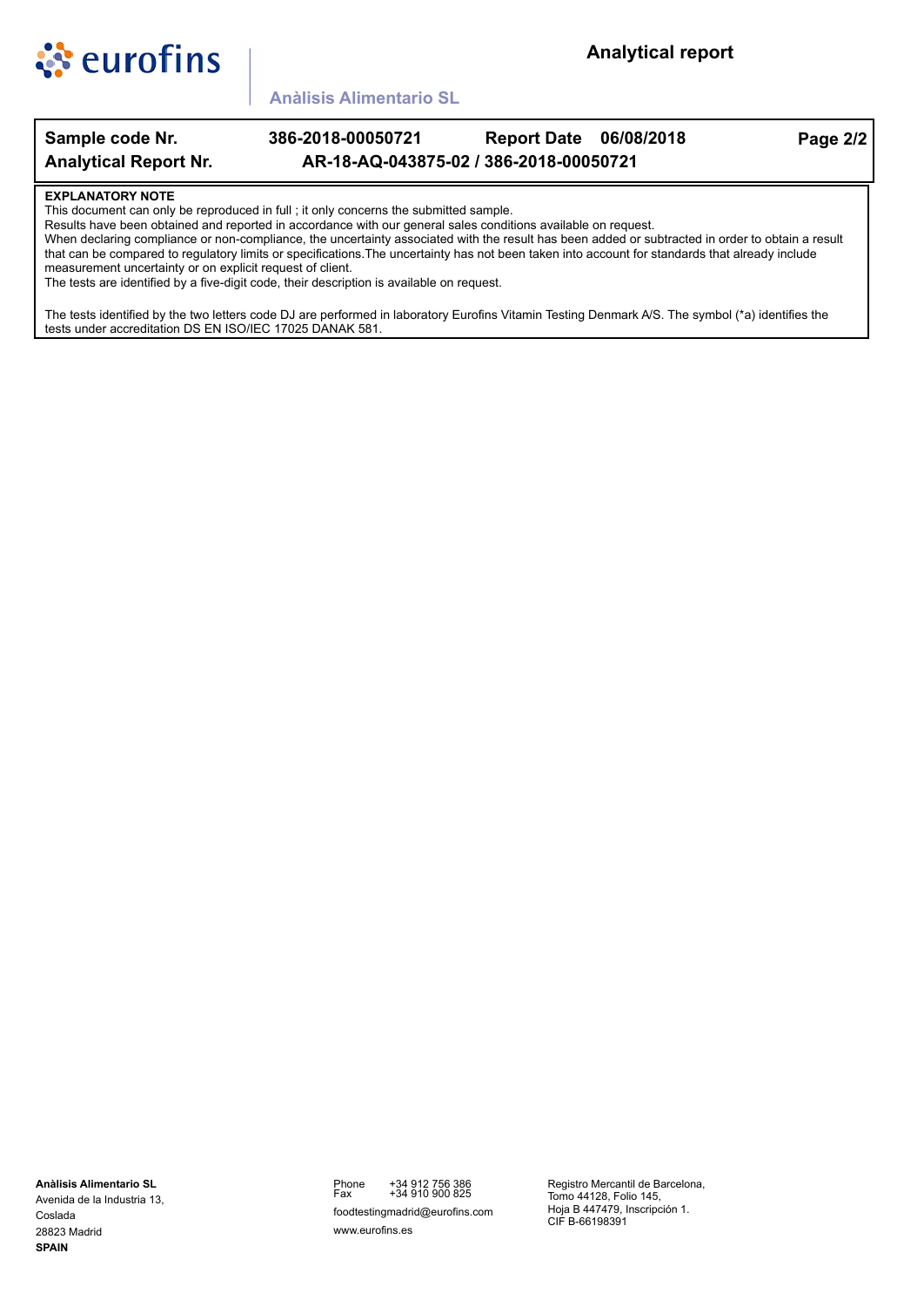Sample code Nr. 386-2018-00050721 Report Date 06/08/2018

Analytical Report Nr. AR-18-AQ-043875-02 / 386-2018-00050721

**EXPLANATORY NOTE**

This document can only be reproduced in full ; it only concerns the submitted sample.
Results have been obtained and reported in accordance with our general sales conditions available on request.
When declaring compliance or non-compliance, the uncertainty associated with the result has been added or subtracted in order to obtain a result that can be compared to regulatory limits or specifications.The uncertainty has not been taken into account for standards that already include measurement uncertainty or on explicit request of client.
The tests are identified by a five-digit code, their description is available on request.

The tests identified by the two letters code DJ are performed in laboratory Eurofins Vitamin Testing Denmark A/S. The symbol (*a) identifies the tests under accreditation DS EN ISO/IEC 17025 DANAK 581.